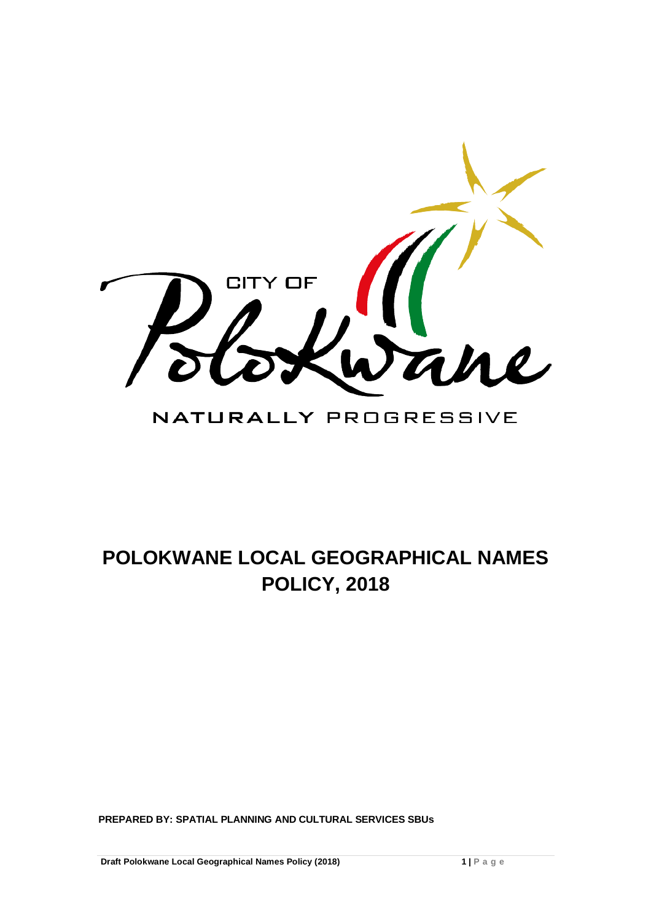CITY OF Polokwane

NATURALLY PROGRESSIVE

# POLOKWANE LOCAL GEOGRAPHICAL NAMES POLICY, 2018

**PREPARED BY: SPATIAL PLANNING AND CULTURAL SERVICES SBUs**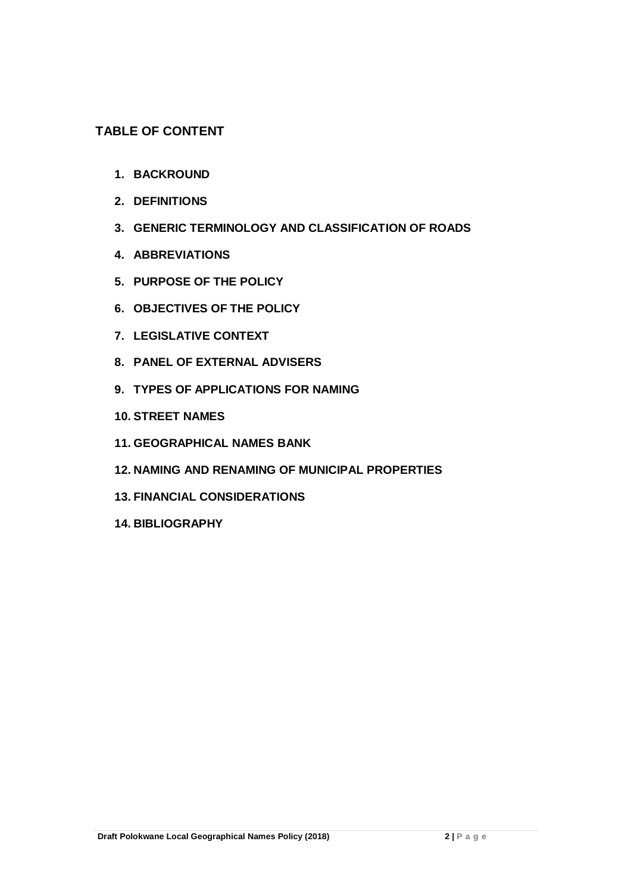## TABLE OF CONTENT

1. **BACKROUND**
2. **DEFINITIONS**
3. **GENERIC TERMINOLOGY AND CLASSIFICATION OF ROADS**
4. **ABBREVIATIONS**
5. **PURPOSE OF THE POLICY**
6. **OBJECTIVES OF THE POLICY**
7. **LEGISLATIVE CONTEXT**
8. **PANEL OF EXTERNAL ADVISERS**
9. **TYPES OF APPLICATIONS FOR NAMING**
10. **STREET NAMES**
11. **GEOGRAPHICAL NAMES BANK**
12. **NAMING AND RENAMING OF MUNICIPAL PROPERTIES**
13. **FINANCIAL CONSIDERATIONS**
14. **BIBLIOGRAPHY**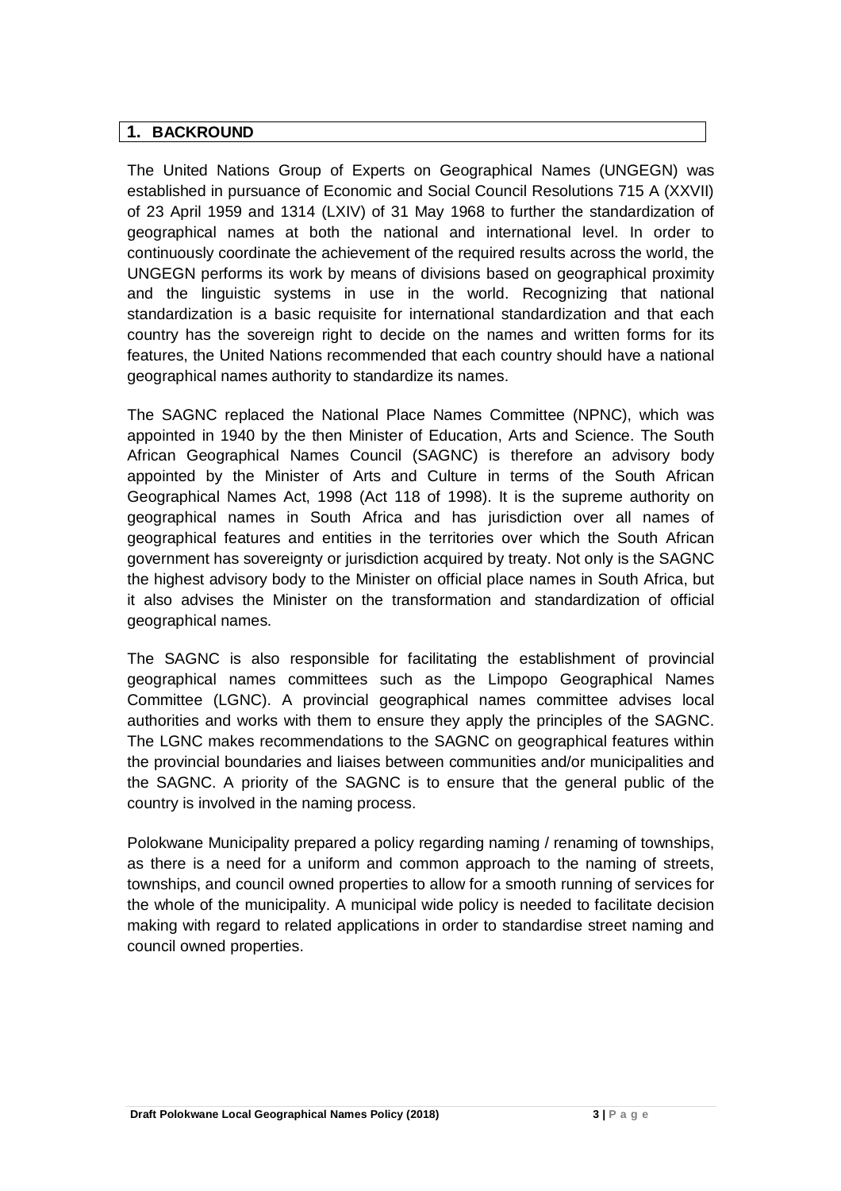## 1. BACKROUND

The United Nations Group of Experts on Geographical Names (UNGEGN) was established in pursuance of Economic and Social Council Resolutions 715 A (XXVII) of 23 April 1959 and 1314 (LXIV) of 31 May 1968 to further the standardization of geographical names at both the national and international level. In order to continuously coordinate the achievement of the required results across the world, the UNGEGN performs its work by means of divisions based on geographical proximity and the linguistic systems in use in the world. Recognizing that national standardization is a basic requisite for international standardization and that each country has the sovereign right to decide on the names and written forms for its features, the United Nations recommended that each country should have a national geographical names authority to standardize its names.

The SAGNC replaced the National Place Names Committee (NPNC), which was appointed in 1940 by the then Minister of Education, Arts and Science. The South African Geographical Names Council (SAGNC) is therefore an advisory body appointed by the Minister of Arts and Culture in terms of the South African Geographical Names Act, 1998 (Act 118 of 1998). It is the supreme authority on geographical names in South Africa and has jurisdiction over all names of geographical features and entities in the territories over which the South African government has sovereignty or jurisdiction acquired by treaty. Not only is the SAGNC the highest advisory body to the Minister on official place names in South Africa, but it also advises the Minister on the transformation and standardization of official geographical names.

The SAGNC is also responsible for facilitating the establishment of provincial geographical names committees such as the Limpopo Geographical Names Committee (LGNC). A provincial geographical names committee advises local authorities and works with them to ensure they apply the principles of the SAGNC. The LGNC makes recommendations to the SAGNC on geographical features within the provincial boundaries and liaises between communities and/or municipalities and the SAGNC. A priority of the SAGNC is to ensure that the general public of the country is involved in the naming process.

Polokwane Municipality prepared a policy regarding naming / renaming of townships, as there is a need for a uniform and common approach to the naming of streets, townships, and council owned properties to allow for a smooth running of services for the whole of the municipality. A municipal wide policy is needed to facilitate decision making with regard to related applications in order to standardise street naming and council owned properties.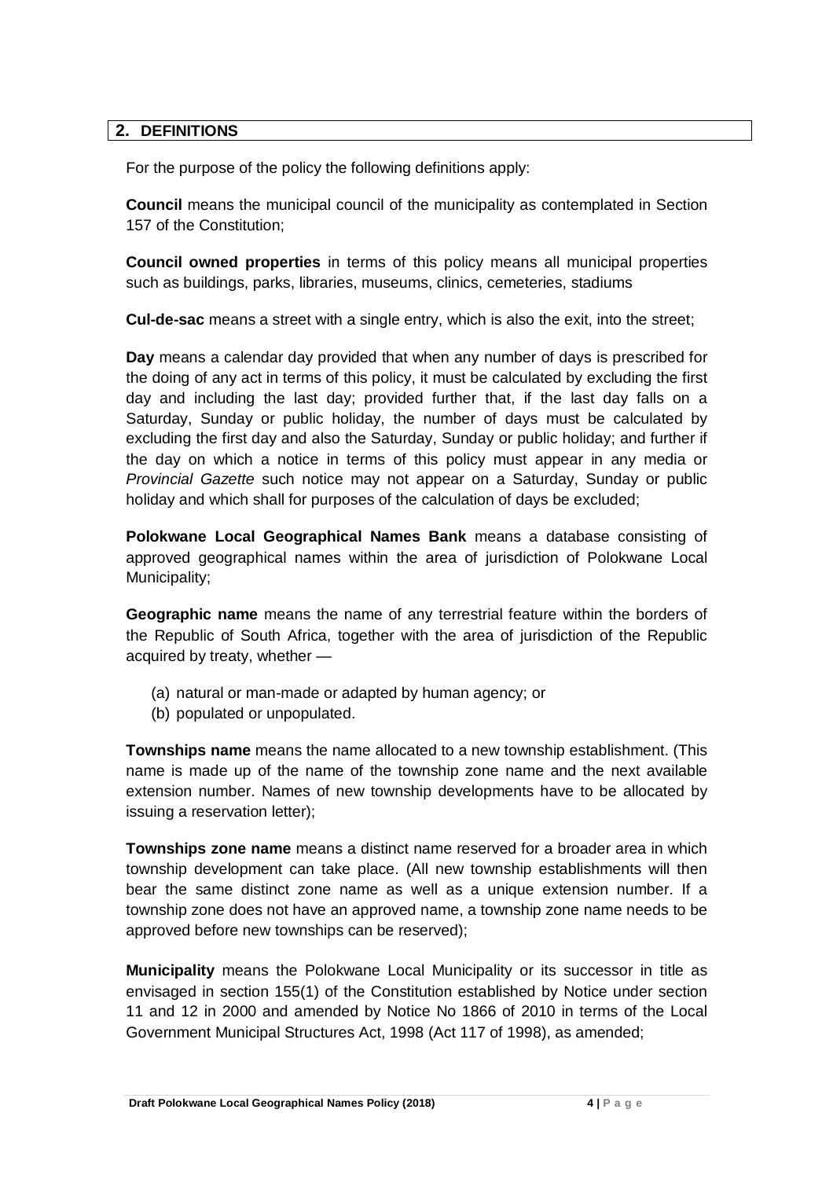## 2. DEFINITIONS

For the purpose of the policy the following definitions apply:

**Council** means the municipal council of the municipality as contemplated in Section 157 of the Constitution;

**Council owned properties** in terms of this policy means all municipal properties such as buildings, parks, libraries, museums, clinics, cemeteries, stadiums

**Cul-de-sac** means a street with a single entry, which is also the exit, into the street;

**Day** means a calendar day provided that when any number of days is prescribed for the doing of any act in terms of this policy, it must be calculated by excluding the first day and including the last day; provided further that, if the last day falls on a Saturday, Sunday or public holiday, the number of days must be calculated by excluding the first day and also the Saturday, Sunday or public holiday; and further if the day on which a notice in terms of this policy must appear in any media or *Provincial Gazette* such notice may not appear on a Saturday, Sunday or public holiday and which shall for purposes of the calculation of days be excluded;

**Polokwane Local Geographical Names Bank** means a database consisting of approved geographical names within the area of jurisdiction of Polokwane Local Municipality;

**Geographic name** means the name of any terrestrial feature within the borders of the Republic of South Africa, together with the area of jurisdiction of the Republic acquired by treaty, whether —

(a) natural or man-made or adapted by human agency; or
(b) populated or unpopulated.

**Townships name** means the name allocated to a new township establishment. (This name is made up of the name of the township zone name and the next available extension number. Names of new township developments have to be allocated by issuing a reservation letter);

**Townships zone name** means a distinct name reserved for a broader area in which township development can take place. (All new township establishments will then bear the same distinct zone name as well as a unique extension number. If a township zone does not have an approved name, a township zone name needs to be approved before new townships can be reserved);

**Municipality** means the Polokwane Local Municipality or its successor in title as envisaged in section 155(1) of the Constitution established by Notice under section 11 and 12 in 2000 and amended by Notice No 1866 of 2010 in terms of the Local Government Municipal Structures Act, 1998 (Act 117 of 1998), as amended;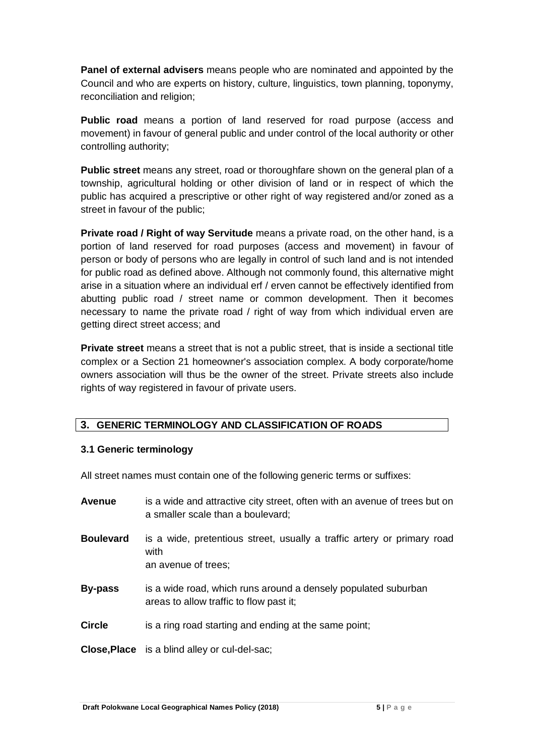**Panel of external advisers** means people who are nominated and appointed by the Council and who are experts on history, culture, linguistics, town planning, toponymy, reconciliation and religion;

**Public road** means a portion of land reserved for road purpose (access and movement) in favour of general public and under control of the local authority or other controlling authority;

**Public street** means any street, road or thoroughfare shown on the general plan of a township, agricultural holding or other division of land or in respect of which the public has acquired a prescriptive or other right of way registered and/or zoned as a street in favour of the public;

**Private road / Right of way Servitude** means a private road, on the other hand, is a portion of land reserved for road purposes (access and movement) in favour of person or body of persons who are legally in control of such land and is not intended for public road as defined above. Although not commonly found, this alternative might arise in a situation where an individual erf / erven cannot be effectively identified from abutting public road / street name or common development. Then it becomes necessary to name the private road / right of way from which individual erven are getting direct street access; and

**Private street** means a street that is not a public street, that is inside a sectional title complex or a Section 21 homeowner's association complex. A body corporate/home owners association will thus be the owner of the street. Private streets also include rights of way registered in favour of private users.

## 3. GENERIC TERMINOLOGY AND CLASSIFICATION OF ROADS

### 3.1 Generic terminology

All street names must contain one of the following generic terms or suffixes:

**Avenue** is a wide and attractive city street, often with an avenue of trees but on a smaller scale than a boulevard;

**Boulevard** is a wide, pretentious street, usually a traffic artery or primary road with an avenue of trees;

**By-pass** is a wide road, which runs around a densely populated suburban areas to allow traffic to flow past it;

**Circle** is a ring road starting and ending at the same point;

**Close,Place** is a blind alley or cul-del-sac;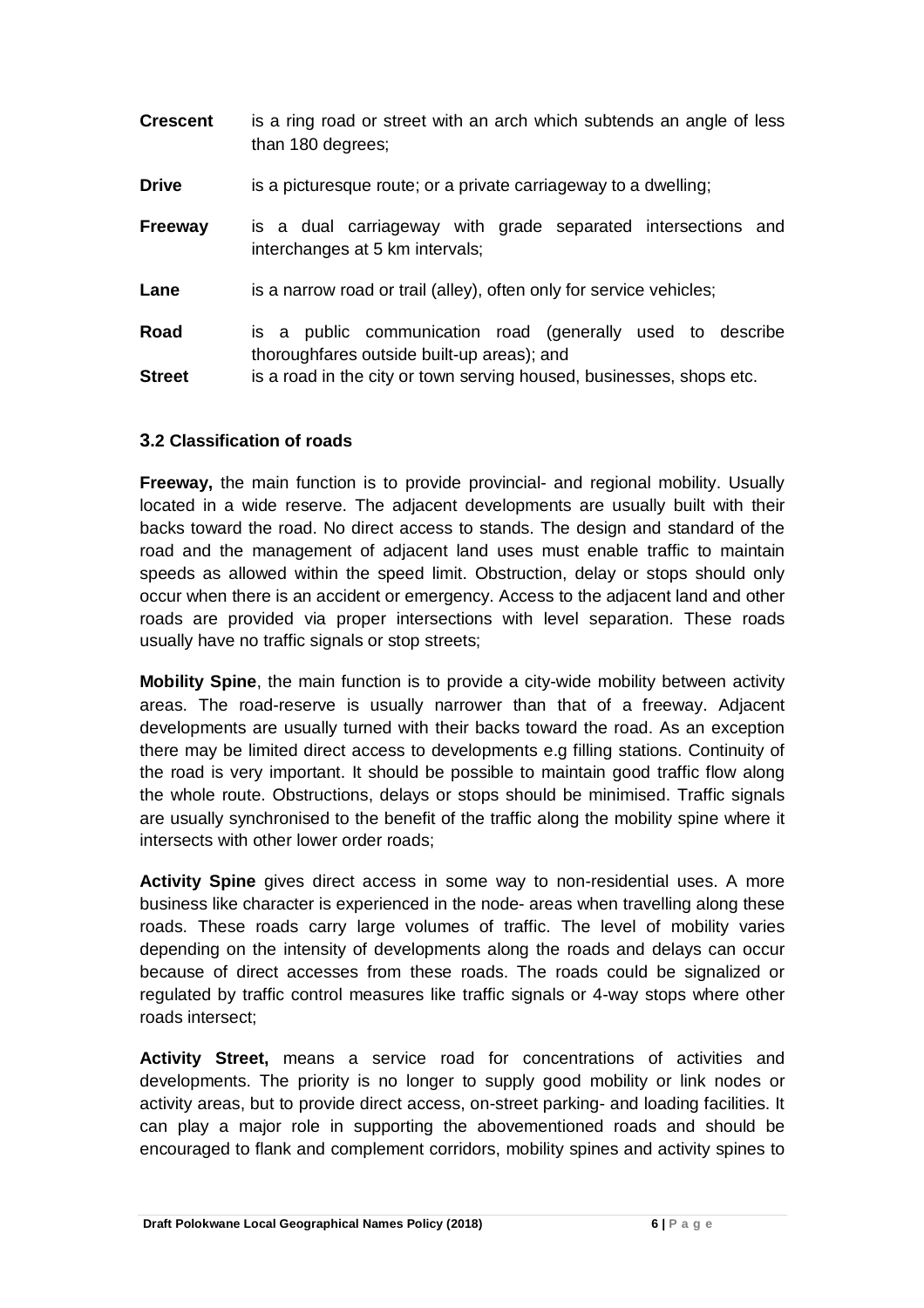**Crescent** is a ring road or street with an arch which subtends an angle of less than 180 degrees;

**Drive** is a picturesque route; or a private carriageway to a dwelling;

**Freeway** is a dual carriageway with grade separated intersections and interchanges at 5 km intervals;

**Lane** is a narrow road or trail (alley), often only for service vehicles;

**Road** is a public communication road (generally used to describe thoroughfares outside built-up areas); and

**Street** is a road in the city or town serving housed, businesses, shops etc.

### 3.2 Classification of roads

**Freeway,** the main function is to provide provincial- and regional mobility. Usually located in a wide reserve. The adjacent developments are usually built with their backs toward the road. No direct access to stands. The design and standard of the road and the management of adjacent land uses must enable traffic to maintain speeds as allowed within the speed limit. Obstruction, delay or stops should only occur when there is an accident or emergency. Access to the adjacent land and other roads are provided via proper intersections with level separation. These roads usually have no traffic signals or stop streets;

**Mobility Spine**, the main function is to provide a city-wide mobility between activity areas. The road-reserve is usually narrower than that of a freeway. Adjacent developments are usually turned with their backs toward the road. As an exception there may be limited direct access to developments e.g filling stations. Continuity of the road is very important. It should be possible to maintain good traffic flow along the whole route. Obstructions, delays or stops should be minimised. Traffic signals are usually synchronised to the benefit of the traffic along the mobility spine where it intersects with other lower order roads;

**Activity Spine** gives direct access in some way to non-residential uses. A more business like character is experienced in the node- areas when travelling along these roads. These roads carry large volumes of traffic. The level of mobility varies depending on the intensity of developments along the roads and delays can occur because of direct accesses from these roads. The roads could be signalized or regulated by traffic control measures like traffic signals or 4-way stops where other roads intersect;

**Activity Street,** means a service road for concentrations of activities and developments. The priority is no longer to supply good mobility or link nodes or activity areas, but to provide direct access, on-street parking- and loading facilities. It can play a major role in supporting the abovementioned roads and should be encouraged to flank and complement corridors, mobility spines and activity spines to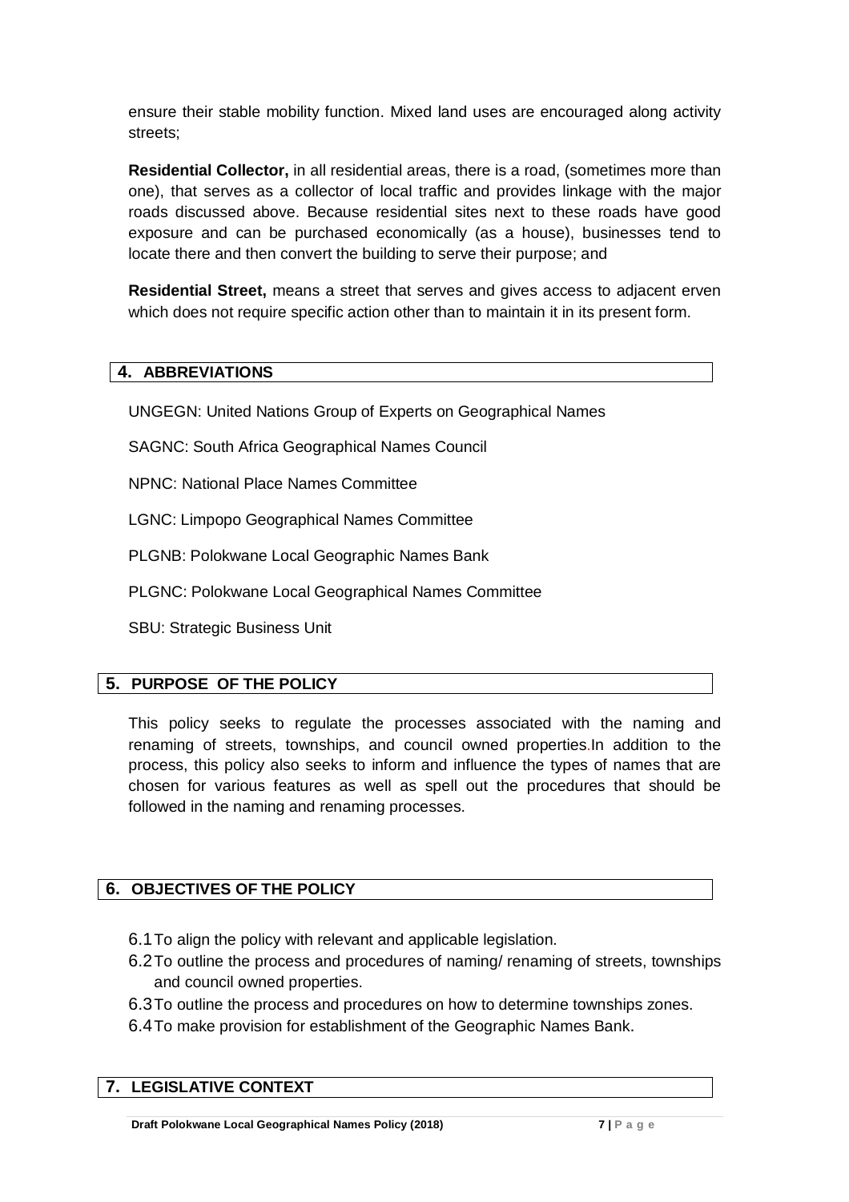ensure their stable mobility function. Mixed land uses are encouraged along activity streets;

**Residential Collector,** in all residential areas, there is a road, (sometimes more than one), that serves as a collector of local traffic and provides linkage with the major roads discussed above. Because residential sites next to these roads have good exposure and can be purchased economically (as a house), businesses tend to locate there and then convert the building to serve their purpose; and

**Residential Street,** means a street that serves and gives access to adjacent erven which does not require specific action other than to maintain it in its present form.

## 4. ABBREVIATIONS

UNGEGN: United Nations Group of Experts on Geographical Names

SAGNC: South Africa Geographical Names Council

NPNC: National Place Names Committee

LGNC: Limpopo Geographical Names Committee

PLGNB: Polokwane Local Geographic Names Bank

PLGNC: Polokwane Local Geographical Names Committee

SBU: Strategic Business Unit

## 5. PURPOSE OF THE POLICY

This policy seeks to regulate the processes associated with the naming and renaming of streets, townships, and council owned properties.In addition to the process, this policy also seeks to inform and influence the types of names that are chosen for various features as well as spell out the procedures that should be followed in the naming and renaming processes.

## 6. OBJECTIVES OF THE POLICY

6.1 To align the policy with relevant and applicable legislation.

6.2 To outline the process and procedures of naming/ renaming of streets, townships and council owned properties.

6.3 To outline the process and procedures on how to determine townships zones.

6.4 To make provision for establishment of the Geographic Names Bank.

## 7. LEGISLATIVE CONTEXT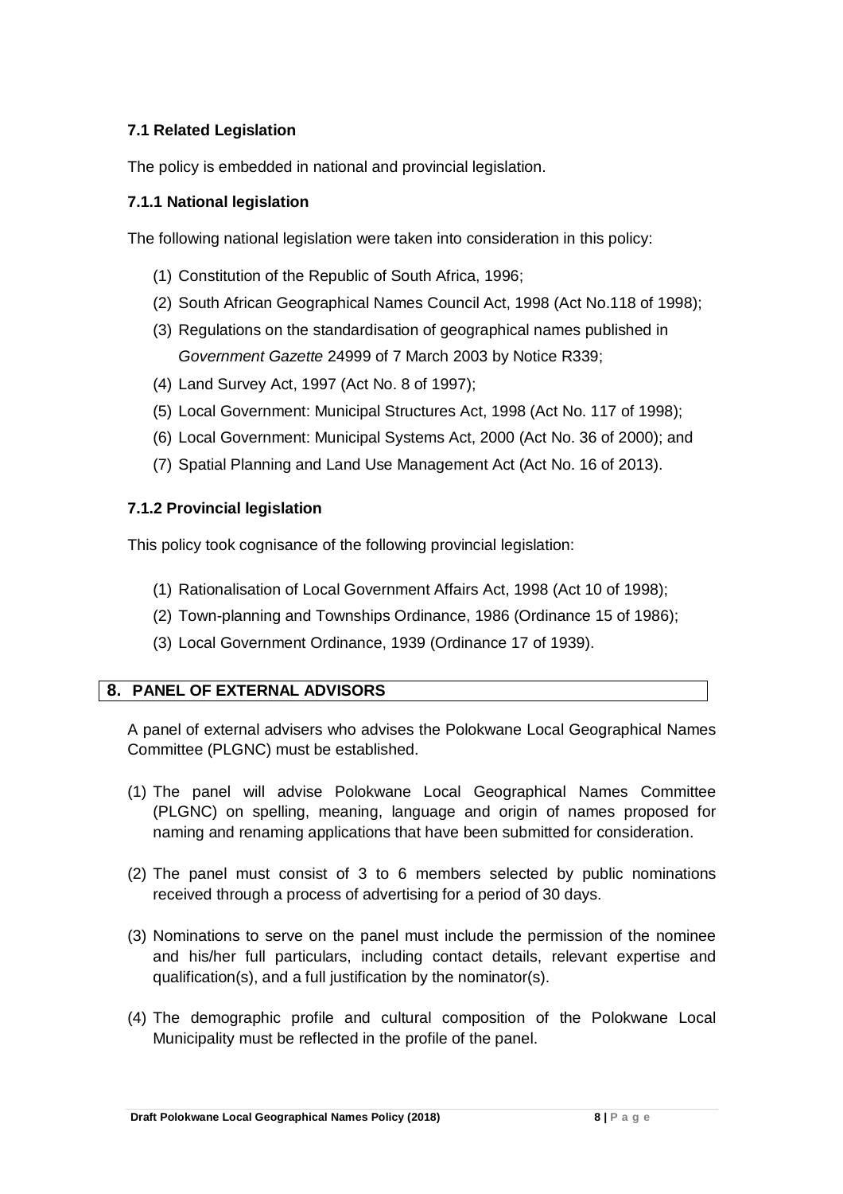### 7.1 Related Legislation

The policy is embedded in national and provincial legislation.

#### 7.1.1 National legislation

The following national legislation were taken into consideration in this policy:

(1) Constitution of the Republic of South Africa, 1996;
(2) South African Geographical Names Council Act, 1998 (Act No.118 of 1998);
(3) Regulations on the standardisation of geographical names published in *Government Gazette* 24999 of 7 March 2003 by Notice R339;
(4) Land Survey Act, 1997 (Act No. 8 of 1997);
(5) Local Government: Municipal Structures Act, 1998 (Act No. 117 of 1998);
(6) Local Government: Municipal Systems Act, 2000 (Act No. 36 of 2000); and
(7) Spatial Planning and Land Use Management Act (Act No. 16 of 2013).

#### 7.1.2 Provincial legislation

This policy took cognisance of the following provincial legislation:

(1) Rationalisation of Local Government Affairs Act, 1998 (Act 10 of 1998);
(2) Town-planning and Townships Ordinance, 1986 (Ordinance 15 of 1986);
(3) Local Government Ordinance, 1939 (Ordinance 17 of 1939).

## 8. PANEL OF EXTERNAL ADVISORS

A panel of external advisers who advises the Polokwane Local Geographical Names Committee (PLGNC) must be established.

(1) The panel will advise Polokwane Local Geographical Names Committee (PLGNC) on spelling, meaning, language and origin of names proposed for naming and renaming applications that have been submitted for consideration.

(2) The panel must consist of 3 to 6 members selected by public nominations received through a process of advertising for a period of 30 days.

(3) Nominations to serve on the panel must include the permission of the nominee and his/her full particulars, including contact details, relevant expertise and qualification(s), and a full justification by the nominator(s).

(4) The demographic profile and cultural composition of the Polokwane Local Municipality must be reflected in the profile of the panel.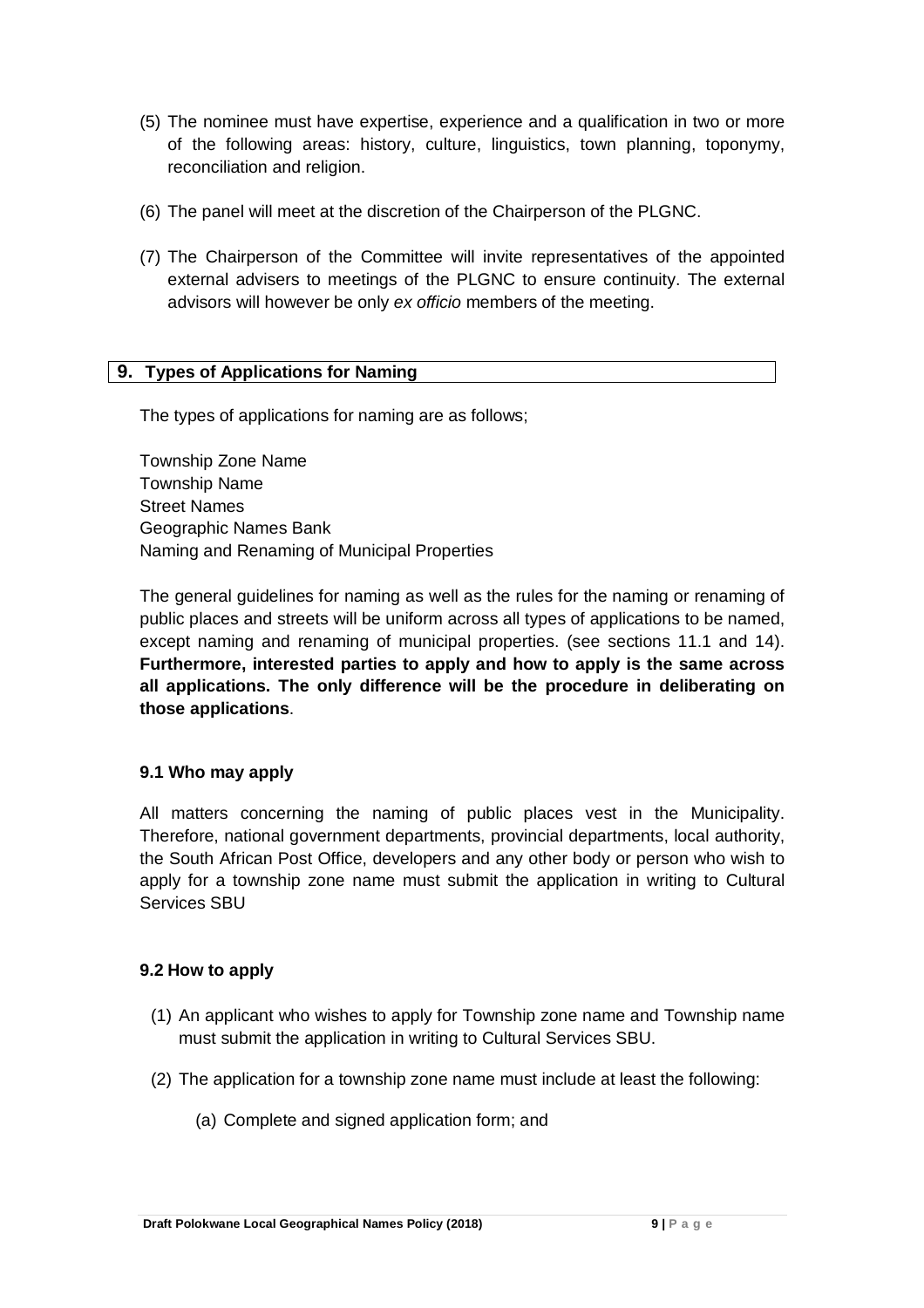(5) The nominee must have expertise, experience and a qualification in two or more of the following areas: history, culture, linguistics, town planning, toponymy, reconciliation and religion.

(6) The panel will meet at the discretion of the Chairperson of the PLGNC.

(7) The Chairperson of the Committee will invite representatives of the appointed external advisers to meetings of the PLGNC to ensure continuity. The external advisors will however be only *ex officio* members of the meeting.

## 9. Types of Applications for Naming

The types of applications for naming are as follows;

Township Zone Name
Township Name
Street Names
Geographic Names Bank
Naming and Renaming of Municipal Properties

The general guidelines for naming as well as the rules for the naming or renaming of public places and streets will be uniform across all types of applications to be named, except naming and renaming of municipal properties. (see sections 11.1 and 14). **Furthermore, interested parties to apply and how to apply is the same across all applications. The only difference will be the procedure in deliberating on those applications**.

### 9.1 Who may apply

All matters concerning the naming of public places vest in the Municipality. Therefore, national government departments, provincial departments, local authority, the South African Post Office, developers and any other body or person who wish to apply for a township zone name must submit the application in writing to Cultural Services SBU

### 9.2 How to apply

(1) An applicant who wishes to apply for Township zone name and Township name must submit the application in writing to Cultural Services SBU.

(2) The application for a township zone name must include at least the following:

(a) Complete and signed application form; and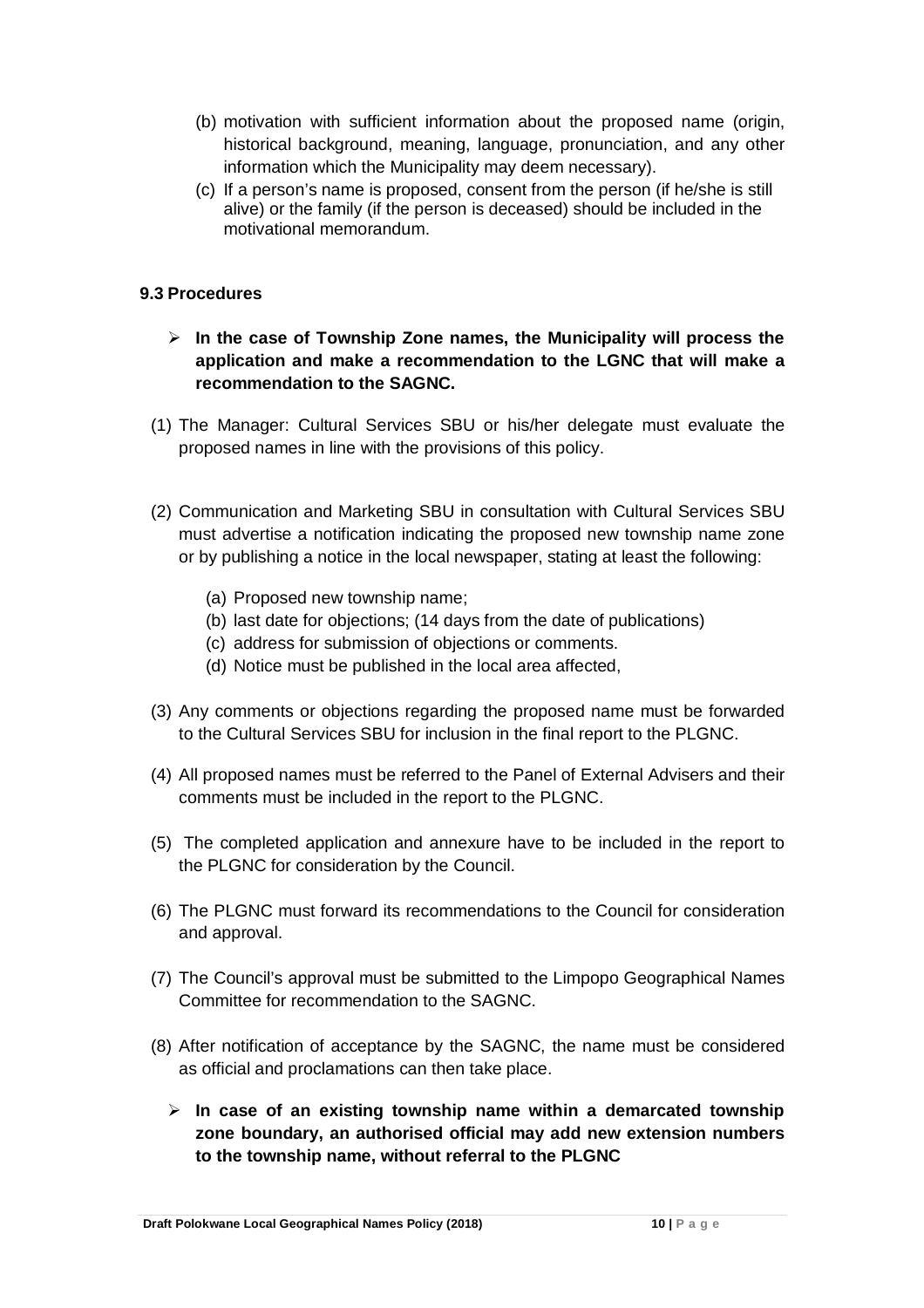(b) motivation with sufficient information about the proposed name (origin, historical background, meaning, language, pronunciation, and any other information which the Municipality may deem necessary).

(c) If a person's name is proposed, consent from the person (if he/she is still alive) or the family (if the person is deceased) should be included in the motivational memorandum.

### 9.3 Procedures

- **In the case of Township Zone names, the Municipality will process the application and make a recommendation to the LGNC that will make a recommendation to the SAGNC.**

(1) The Manager: Cultural Services SBU or his/her delegate must evaluate the proposed names in line with the provisions of this policy.

(2) Communication and Marketing SBU in consultation with Cultural Services SBU must advertise a notification indicating the proposed new township name zone or by publishing a notice in the local newspaper, stating at least the following:

   (a) Proposed new township name;
   (b) last date for objections; (14 days from the date of publications)
   (c) address for submission of objections or comments.
   (d) Notice must be published in the local area affected,

(3) Any comments or objections regarding the proposed name must be forwarded to the Cultural Services SBU for inclusion in the final report to the PLGNC.

(4) All proposed names must be referred to the Panel of External Advisers and their comments must be included in the report to the PLGNC.

(5) The completed application and annexure have to be included in the report to the PLGNC for consideration by the Council.

(6) The PLGNC must forward its recommendations to the Council for consideration and approval.

(7) The Council's approval must be submitted to the Limpopo Geographical Names Committee for recommendation to the SAGNC.

(8) After notification of acceptance by the SAGNC, the name must be considered as official and proclamations can then take place.

- **In case of an existing township name within a demarcated township zone boundary, an authorised official may add new extension numbers to the township name, without referral to the PLGNC**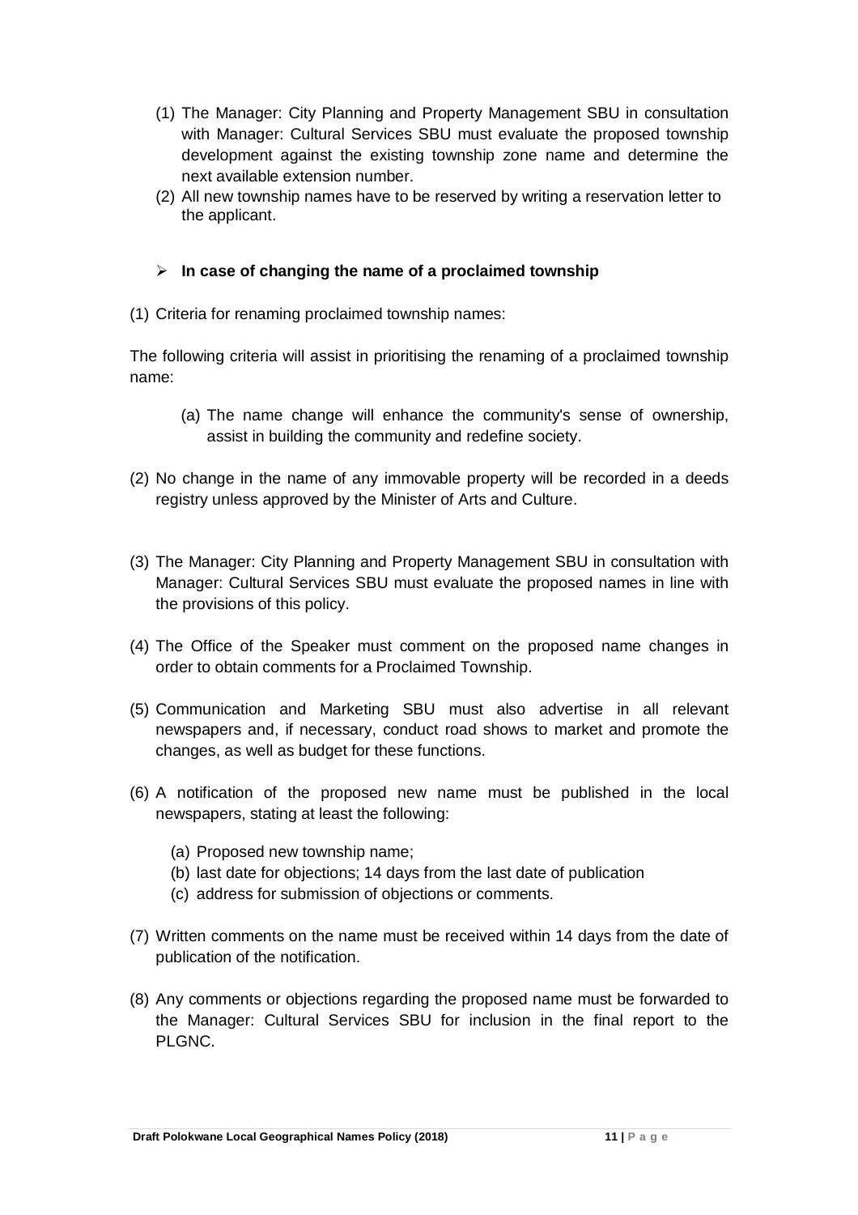(1) The Manager: City Planning and Property Management SBU in consultation with Manager: Cultural Services SBU must evaluate the proposed township development against the existing township zone name and determine the next available extension number.
(2) All new township names have to be reserved by writing a reservation letter to the applicant.

- **In case of changing the name of a proclaimed township**

(1) Criteria for renaming proclaimed township names:

The following criteria will assist in prioritising the renaming of a proclaimed township name:

(a) The name change will enhance the community's sense of ownership, assist in building the community and redefine society.

(2) No change in the name of any immovable property will be recorded in a deeds registry unless approved by the Minister of Arts and Culture.

(3) The Manager: City Planning and Property Management SBU in consultation with Manager: Cultural Services SBU must evaluate the proposed names in line with the provisions of this policy.

(4) The Office of the Speaker must comment on the proposed name changes in order to obtain comments for a Proclaimed Township.

(5) Communication and Marketing SBU must also advertise in all relevant newspapers and, if necessary, conduct road shows to market and promote the changes, as well as budget for these functions.

(6) A notification of the proposed new name must be published in the local newspapers, stating at least the following:

(a) Proposed new township name;
(b) last date for objections; 14 days from the last date of publication
(c) address for submission of objections or comments.

(7) Written comments on the name must be received within 14 days from the date of publication of the notification.

(8) Any comments or objections regarding the proposed name must be forwarded to the Manager: Cultural Services SBU for inclusion in the final report to the PLGNC.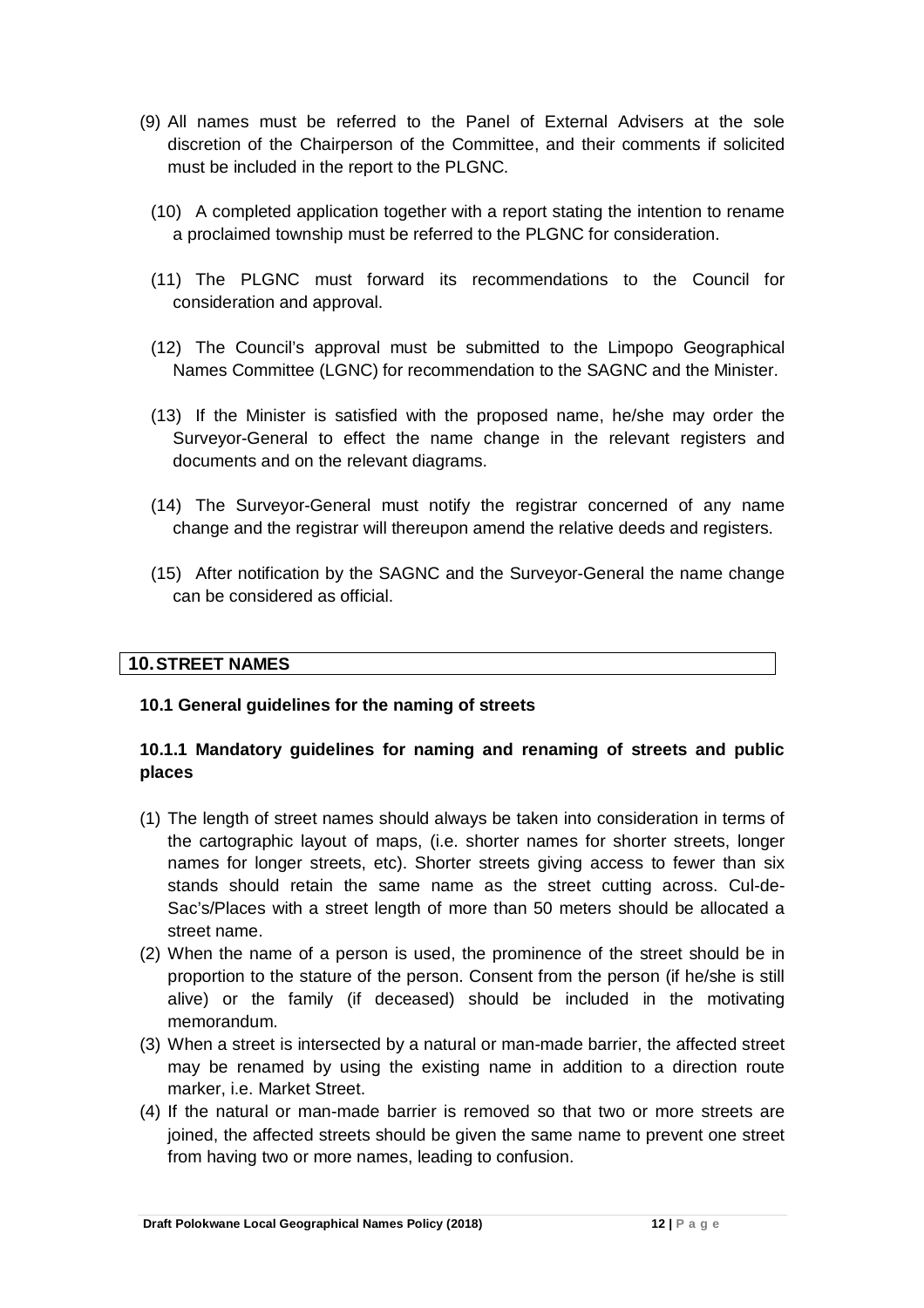(9) All names must be referred to the Panel of External Advisers at the sole discretion of the Chairperson of the Committee, and their comments if solicited must be included in the report to the PLGNC.

(10) A completed application together with a report stating the intention to rename a proclaimed township must be referred to the PLGNC for consideration.

(11) The PLGNC must forward its recommendations to the Council for consideration and approval.

(12) The Council's approval must be submitted to the Limpopo Geographical Names Committee (LGNC) for recommendation to the SAGNC and the Minister.

(13) If the Minister is satisfied with the proposed name, he/she may order the Surveyor-General to effect the name change in the relevant registers and documents and on the relevant diagrams.

(14) The Surveyor-General must notify the registrar concerned of any name change and the registrar will thereupon amend the relative deeds and registers.

(15) After notification by the SAGNC and the Surveyor-General the name change can be considered as official.

## 10. STREET NAMES

### 10.1 General guidelines for the naming of streets

#### 10.1.1 Mandatory guidelines for naming and renaming of streets and public places

(1) The length of street names should always be taken into consideration in terms of the cartographic layout of maps, (i.e. shorter names for shorter streets, longer names for longer streets, etc). Shorter streets giving access to fewer than six stands should retain the same name as the street cutting across. Cul-de-Sac's/Places with a street length of more than 50 meters should be allocated a street name.

(2) When the name of a person is used, the prominence of the street should be in proportion to the stature of the person. Consent from the person (if he/she is still alive) or the family (if deceased) should be included in the motivating memorandum.

(3) When a street is intersected by a natural or man-made barrier, the affected street may be renamed by using the existing name in addition to a direction route marker, i.e. Market Street.

(4) If the natural or man-made barrier is removed so that two or more streets are joined, the affected streets should be given the same name to prevent one street from having two or more names, leading to confusion.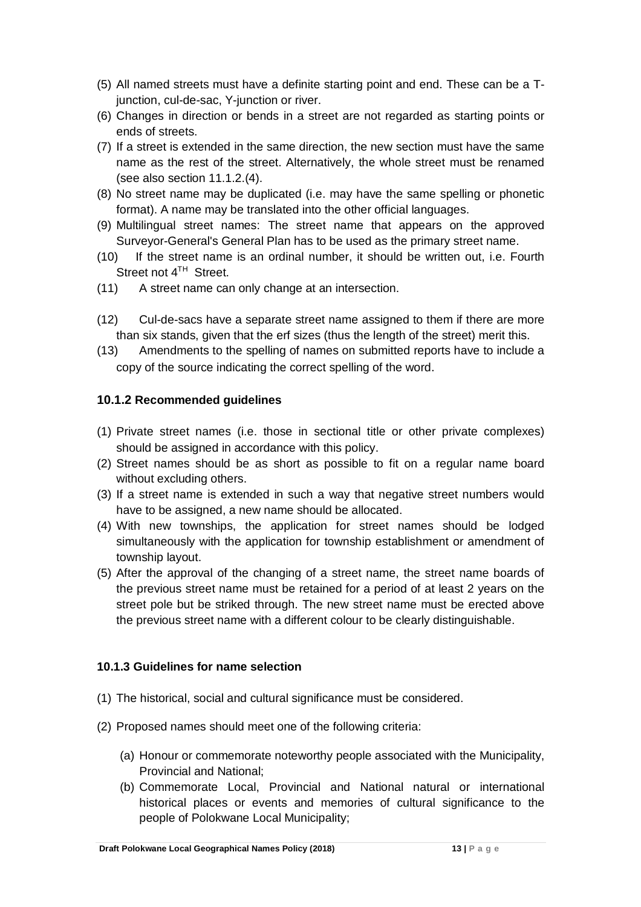(5) All named streets must have a definite starting point and end. These can be a T-junction, cul-de-sac, Y-junction or river.
(6) Changes in direction or bends in a street are not regarded as starting points or ends of streets.
(7) If a street is extended in the same direction, the new section must have the same name as the rest of the street. Alternatively, the whole street must be renamed (see also section 11.1.2.(4).
(8) No street name may be duplicated (i.e. may have the same spelling or phonetic format). A name may be translated into the other official languages.
(9) Multilingual street names: The street name that appears on the approved Surveyor-General's General Plan has to be used as the primary street name.
(10) If the street name is an ordinal number, it should be written out, i.e. Fourth Street not 4$^{TH}$ Street.
(11) A street name can only change at an intersection.

(12) Cul-de-sacs have a separate street name assigned to them if there are more than six stands, given that the erf sizes (thus the length of the street) merit this.
(13) Amendments to the spelling of names on submitted reports have to include a copy of the source indicating the correct spelling of the word.

### 10.1.2 Recommended guidelines

(1) Private street names (i.e. those in sectional title or other private complexes) should be assigned in accordance with this policy.
(2) Street names should be as short as possible to fit on a regular name board without excluding others.
(3) If a street name is extended in such a way that negative street numbers would have to be assigned, a new name should be allocated.
(4) With new townships, the application for street names should be lodged simultaneously with the application for township establishment or amendment of township layout.
(5) After the approval of the changing of a street name, the street name boards of the previous street name must be retained for a period of at least 2 years on the street pole but be striked through. The new street name must be erected above the previous street name with a different colour to be clearly distinguishable.

### 10.1.3 Guidelines for name selection

(1) The historical, social and cultural significance must be considered.

(2) Proposed names should meet one of the following criteria:

   (a) Honour or commemorate noteworthy people associated with the Municipality, Provincial and National;
   (b) Commemorate Local, Provincial and National natural or international historical places or events and memories of cultural significance to the people of Polokwane Local Municipality;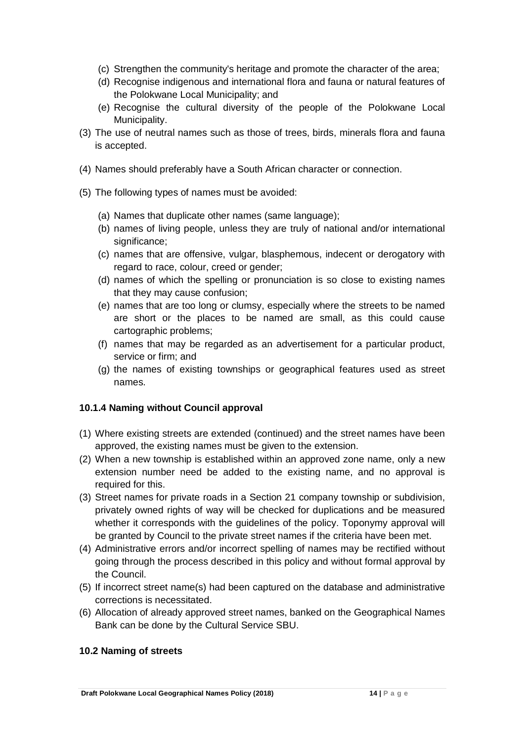(c) Strengthen the community's heritage and promote the character of the area;
(d) Recognise indigenous and international flora and fauna or natural features of the Polokwane Local Municipality; and
(e) Recognise the cultural diversity of the people of the Polokwane Local Municipality.

(3) The use of neutral names such as those of trees, birds, minerals flora and fauna is accepted.

(4) Names should preferably have a South African character or connection.

(5) The following types of names must be avoided:

(a) Names that duplicate other names (same language);
(b) names of living people, unless they are truly of national and/or international significance;
(c) names that are offensive, vulgar, blasphemous, indecent or derogatory with regard to race, colour, creed or gender;
(d) names of which the spelling or pronunciation is so close to existing names that they may cause confusion;
(e) names that are too long or clumsy, especially where the streets to be named are short or the places to be named are small, as this could cause cartographic problems;
(f) names that may be regarded as an advertisement for a particular product, service or firm; and
(g) the names of existing townships or geographical features used as street names.

#### 10.1.4 Naming without Council approval

(1) Where existing streets are extended (continued) and the street names have been approved, the existing names must be given to the extension.
(2) When a new township is established within an approved zone name, only a new extension number need be added to the existing name, and no approval is required for this.
(3) Street names for private roads in a Section 21 company township or subdivision, privately owned rights of way will be checked for duplications and be measured whether it corresponds with the guidelines of the policy. Toponymy approval will be granted by Council to the private street names if the criteria have been met.
(4) Administrative errors and/or incorrect spelling of names may be rectified without going through the process described in this policy and without formal approval by the Council.
(5) If incorrect street name(s) had been captured on the database and administrative corrections is necessitated.
(6) Allocation of already approved street names, banked on the Geographical Names Bank can be done by the Cultural Service SBU.

### 10.2 Naming of streets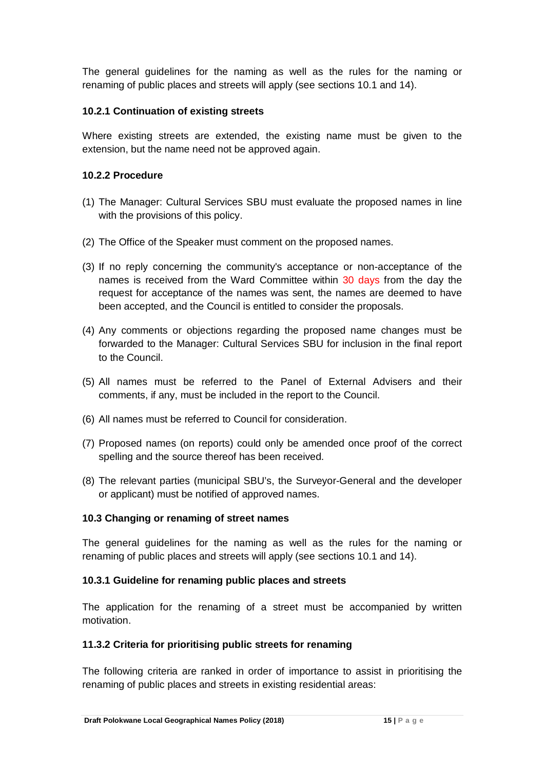The general guidelines for the naming as well as the rules for the naming or renaming of public places and streets will apply (see sections 10.1 and 14).

#### 10.2.1 Continuation of existing streets

Where existing streets are extended, the existing name must be given to the extension, but the name need not be approved again.

#### 10.2.2 Procedure

(1) The Manager: Cultural Services SBU must evaluate the proposed names in line with the provisions of this policy.

(2) The Office of the Speaker must comment on the proposed names.

(3) If no reply concerning the community's acceptance or non-acceptance of the names is received from the Ward Committee within 30 days from the day the request for acceptance of the names was sent, the names are deemed to have been accepted, and the Council is entitled to consider the proposals.

(4) Any comments or objections regarding the proposed name changes must be forwarded to the Manager: Cultural Services SBU for inclusion in the final report to the Council.

(5) All names must be referred to the Panel of External Advisers and their comments, if any, must be included in the report to the Council.

(6) All names must be referred to Council for consideration.

(7) Proposed names (on reports) could only be amended once proof of the correct spelling and the source thereof has been received.

(8) The relevant parties (municipal SBU's, the Surveyor-General and the developer or applicant) must be notified of approved names.

### 10.3 Changing or renaming of street names

The general guidelines for the naming as well as the rules for the naming or renaming of public places and streets will apply (see sections 10.1 and 14).

#### 10.3.1 Guideline for renaming public places and streets

The application for the renaming of a street must be accompanied by written motivation.

#### 11.3.2 Criteria for prioritising public streets for renaming

The following criteria are ranked in order of importance to assist in prioritising the renaming of public places and streets in existing residential areas: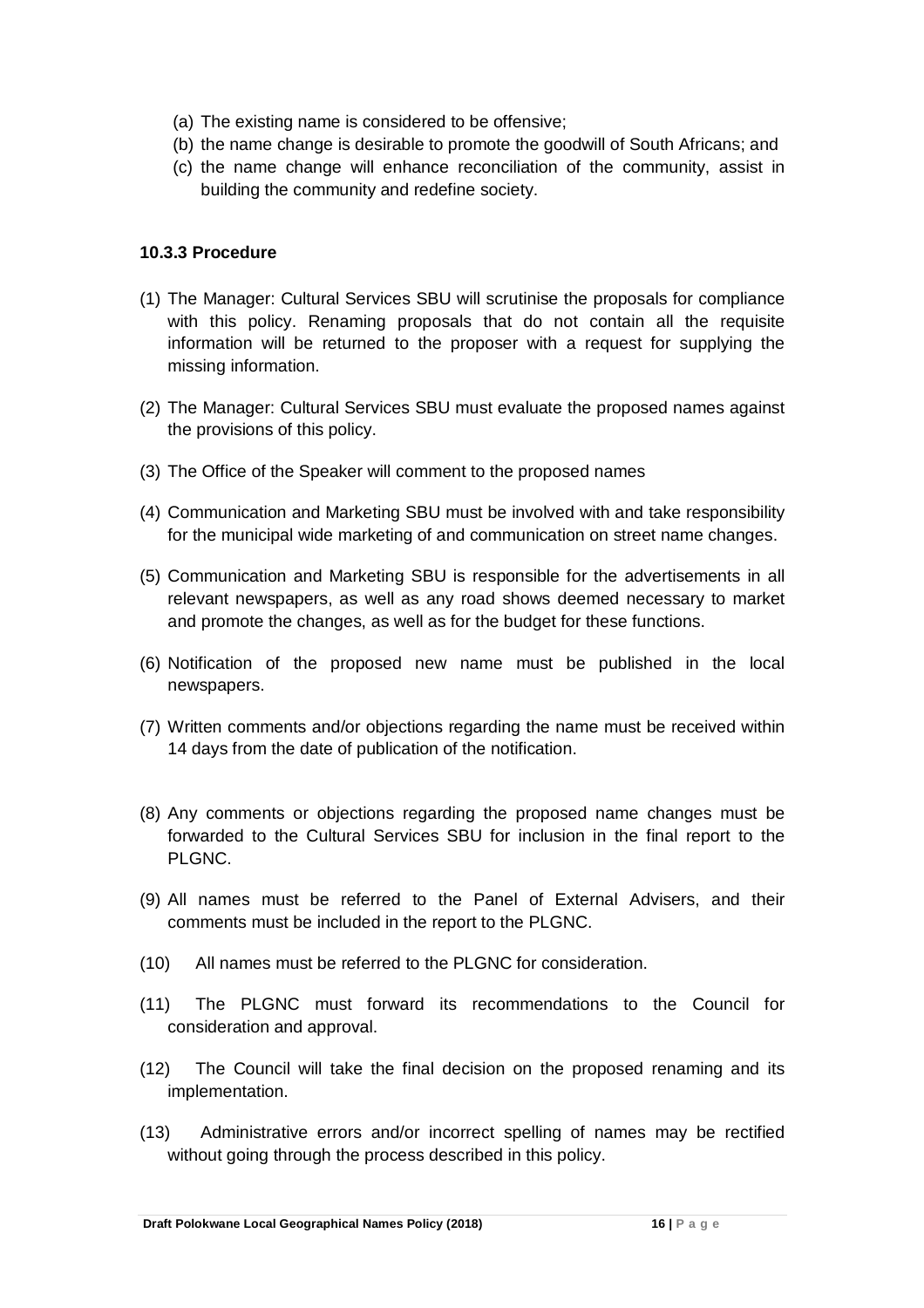(a) The existing name is considered to be offensive;
(b) the name change is desirable to promote the goodwill of South Africans; and
(c) the name change will enhance reconciliation of the community, assist in building the community and redefine society.

#### 10.3.3 Procedure

(1) The Manager: Cultural Services SBU will scrutinise the proposals for compliance with this policy. Renaming proposals that do not contain all the requisite information will be returned to the proposer with a request for supplying the missing information.

(2) The Manager: Cultural Services SBU must evaluate the proposed names against the provisions of this policy.

(3) The Office of the Speaker will comment to the proposed names

(4) Communication and Marketing SBU must be involved with and take responsibility for the municipal wide marketing of and communication on street name changes.

(5) Communication and Marketing SBU is responsible for the advertisements in all relevant newspapers, as well as any road shows deemed necessary to market and promote the changes, as well as for the budget for these functions.

(6) Notification of the proposed new name must be published in the local newspapers.

(7) Written comments and/or objections regarding the name must be received within 14 days from the date of publication of the notification.

(8) Any comments or objections regarding the proposed name changes must be forwarded to the Cultural Services SBU for inclusion in the final report to the PLGNC.

(9) All names must be referred to the Panel of External Advisers, and their comments must be included in the report to the PLGNC.

(10) All names must be referred to the PLGNC for consideration.

(11) The PLGNC must forward its recommendations to the Council for consideration and approval.

(12) The Council will take the final decision on the proposed renaming and its implementation.

(13) Administrative errors and/or incorrect spelling of names may be rectified without going through the process described in this policy.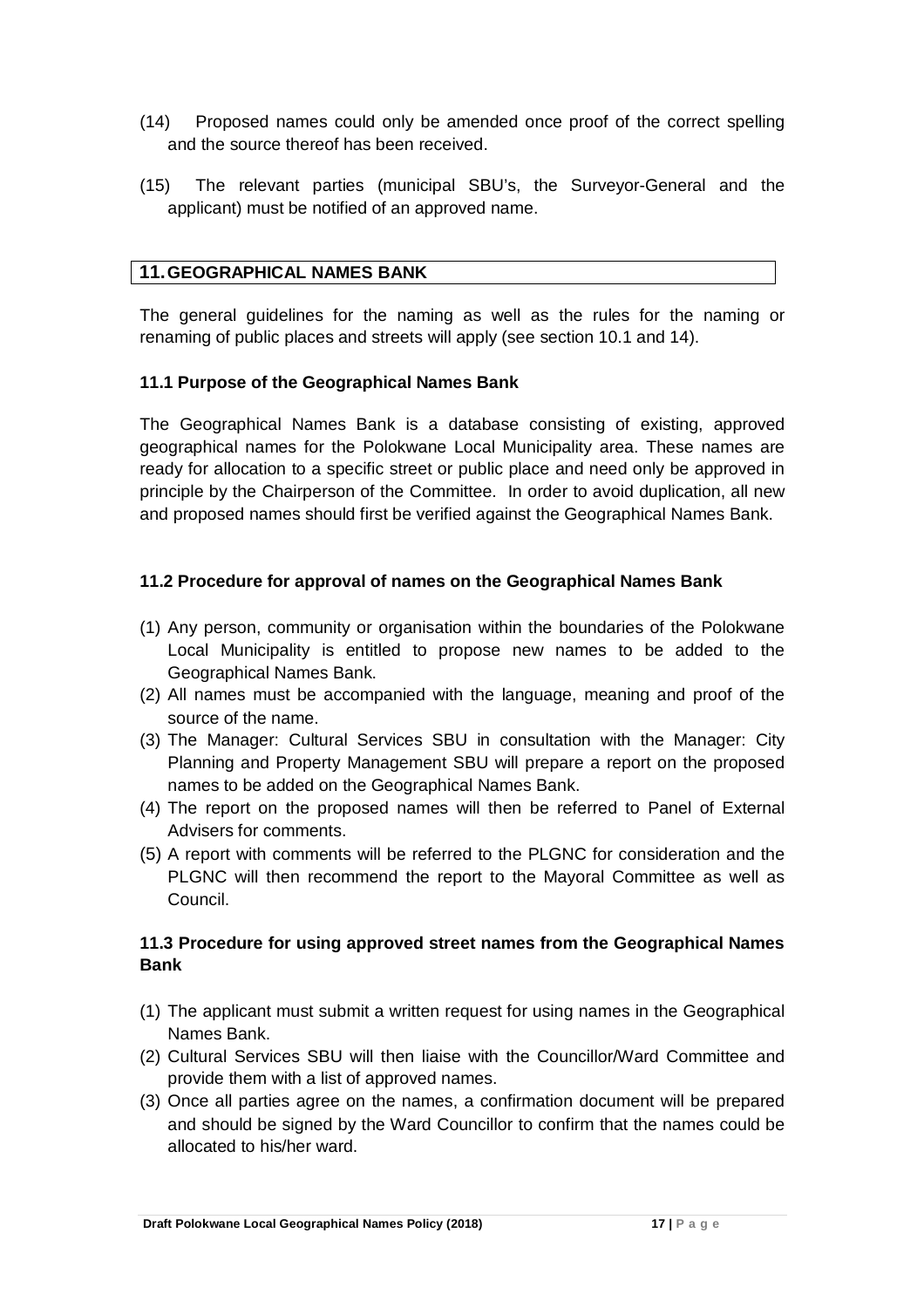(14) Proposed names could only be amended once proof of the correct spelling and the source thereof has been received.

(15) The relevant parties (municipal SBU's, the Surveyor-General and the applicant) must be notified of an approved name.

## 11. GEOGRAPHICAL NAMES BANK

The general guidelines for the naming as well as the rules for the naming or renaming of public places and streets will apply (see section 10.1 and 14).

### 11.1 Purpose of the Geographical Names Bank

The Geographical Names Bank is a database consisting of existing, approved geographical names for the Polokwane Local Municipality area. These names are ready for allocation to a specific street or public place and need only be approved in principle by the Chairperson of the Committee. In order to avoid duplication, all new and proposed names should first be verified against the Geographical Names Bank.

### 11.2 Procedure for approval of names on the Geographical Names Bank

(1) Any person, community or organisation within the boundaries of the Polokwane Local Municipality is entitled to propose new names to be added to the Geographical Names Bank.
(2) All names must be accompanied with the language, meaning and proof of the source of the name.
(3) The Manager: Cultural Services SBU in consultation with the Manager: City Planning and Property Management SBU will prepare a report on the proposed names to be added on the Geographical Names Bank.
(4) The report on the proposed names will then be referred to Panel of External Advisers for comments.
(5) A report with comments will be referred to the PLGNC for consideration and the PLGNC will then recommend the report to the Mayoral Committee as well as Council.

### 11.3 Procedure for using approved street names from the Geographical Names Bank

(1) The applicant must submit a written request for using names in the Geographical Names Bank.
(2) Cultural Services SBU will then liaise with the Councillor/Ward Committee and provide them with a list of approved names.
(3) Once all parties agree on the names, a confirmation document will be prepared and should be signed by the Ward Councillor to confirm that the names could be allocated to his/her ward.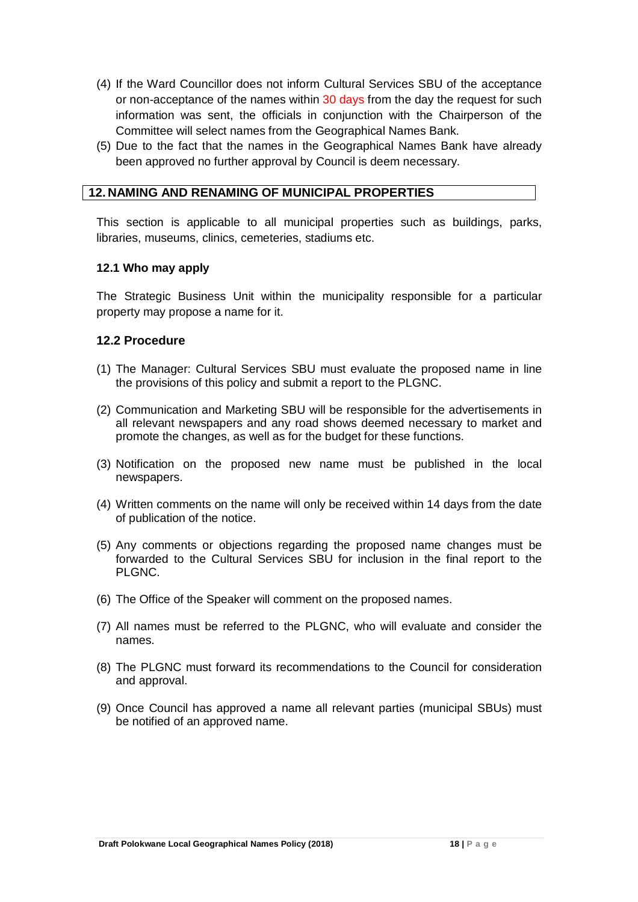(4) If the Ward Councillor does not inform Cultural Services SBU of the acceptance or non-acceptance of the names within 30 days from the day the request for such information was sent, the officials in conjunction with the Chairperson of the Committee will select names from the Geographical Names Bank.

(5) Due to the fact that the names in the Geographical Names Bank have already been approved no further approval by Council is deem necessary.

## 12. NAMING AND RENAMING OF MUNICIPAL PROPERTIES

This section is applicable to all municipal properties such as buildings, parks, libraries, museums, clinics, cemeteries, stadiums etc.

### 12.1 Who may apply

The Strategic Business Unit within the municipality responsible for a particular property may propose a name for it.

### 12.2 Procedure

(1) The Manager: Cultural Services SBU must evaluate the proposed name in line the provisions of this policy and submit a report to the PLGNC.

(2) Communication and Marketing SBU will be responsible for the advertisements in all relevant newspapers and any road shows deemed necessary to market and promote the changes, as well as for the budget for these functions.

(3) Notification on the proposed new name must be published in the local newspapers.

(4) Written comments on the name will only be received within 14 days from the date of publication of the notice.

(5) Any comments or objections regarding the proposed name changes must be forwarded to the Cultural Services SBU for inclusion in the final report to the PLGNC.

(6) The Office of the Speaker will comment on the proposed names.

(7) All names must be referred to the PLGNC, who will evaluate and consider the names.

(8) The PLGNC must forward its recommendations to the Council for consideration and approval.

(9) Once Council has approved a name all relevant parties (municipal SBUs) must be notified of an approved name.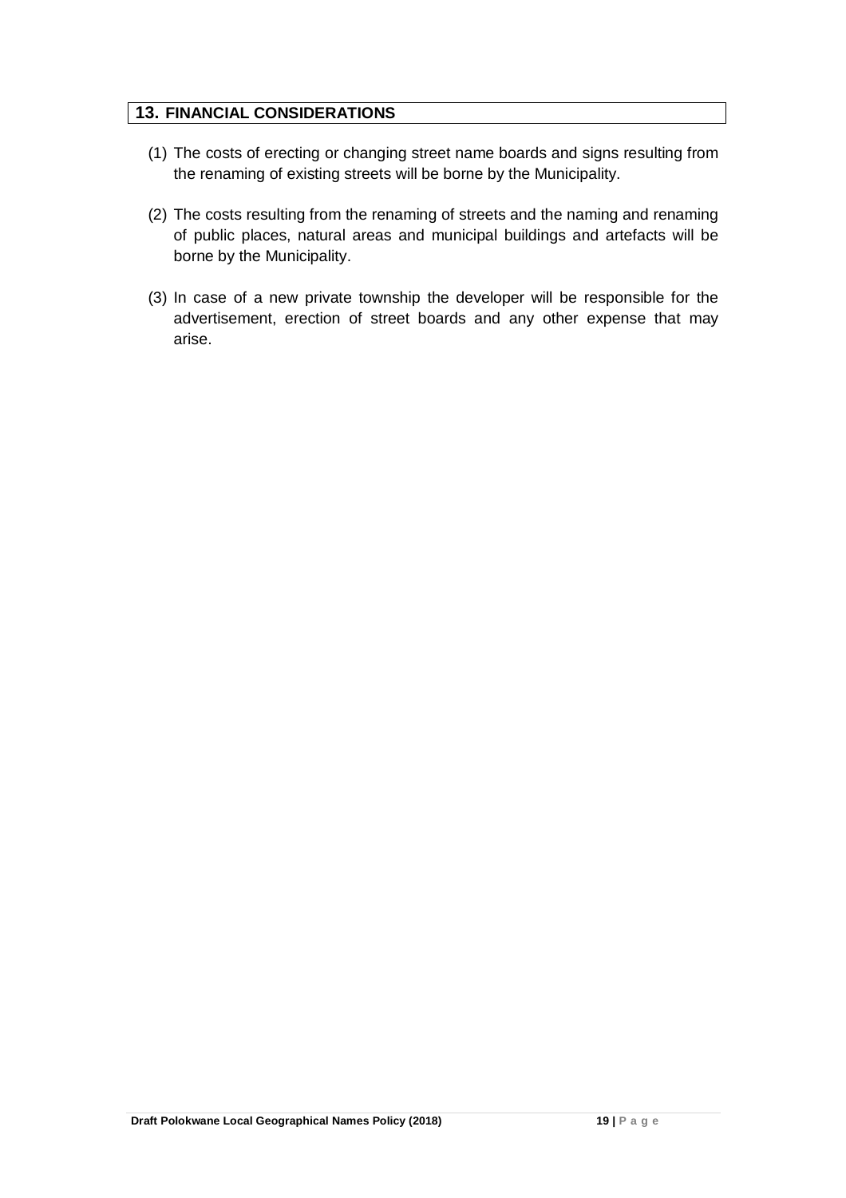## 13. FINANCIAL CONSIDERATIONS

(1) The costs of erecting or changing street name boards and signs resulting from the renaming of existing streets will be borne by the Municipality.

(2) The costs resulting from the renaming of streets and the naming and renaming of public places, natural areas and municipal buildings and artefacts will be borne by the Municipality.

(3) In case of a new private township the developer will be responsible for the advertisement, erection of street boards and any other expense that may arise.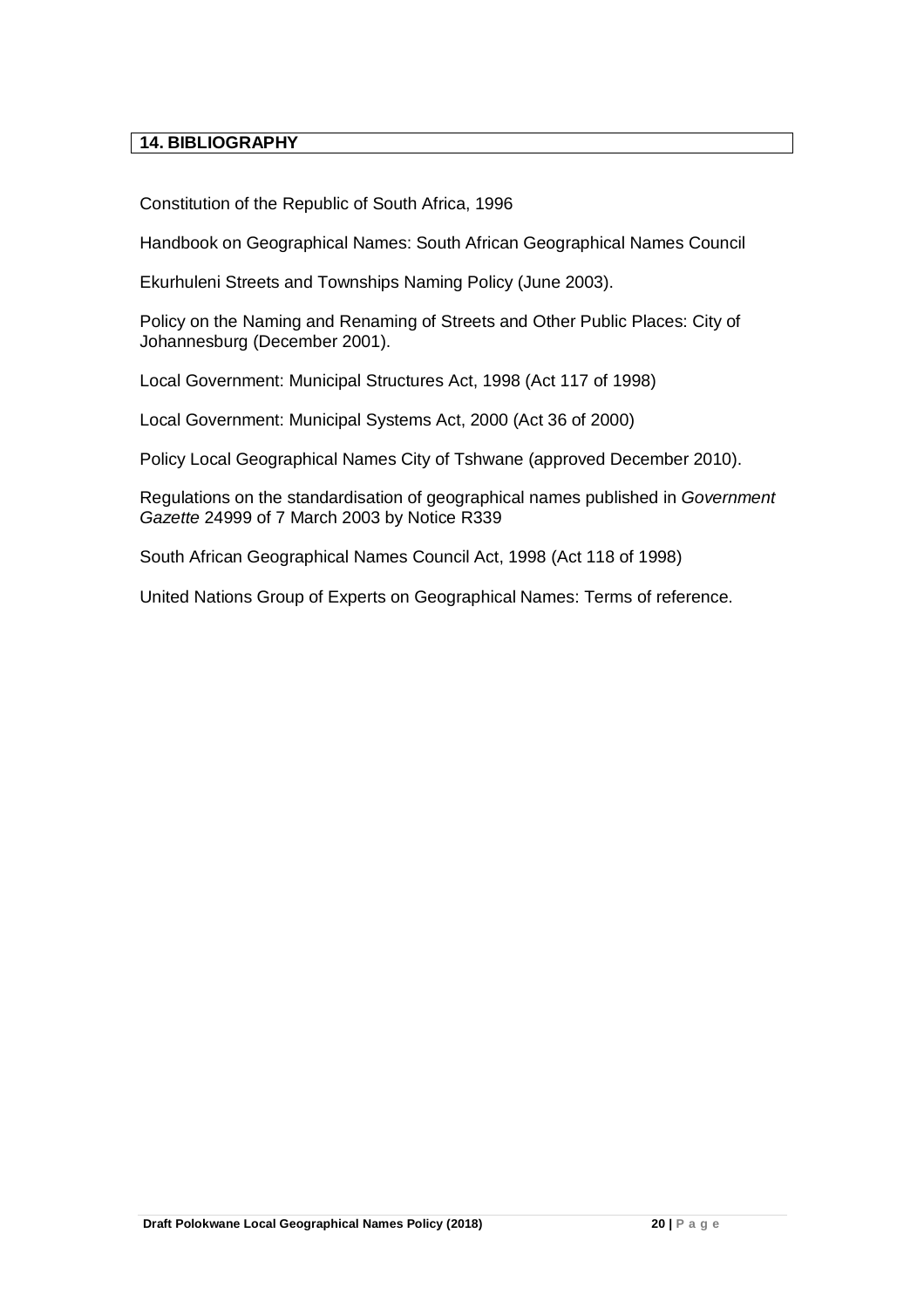## 14. BIBLIOGRAPHY

Constitution of the Republic of South Africa, 1996

Handbook on Geographical Names: South African Geographical Names Council

Ekurhuleni Streets and Townships Naming Policy (June 2003).

Policy on the Naming and Renaming of Streets and Other Public Places: City of Johannesburg (December 2001).

Local Government: Municipal Structures Act, 1998 (Act 117 of 1998)

Local Government: Municipal Systems Act, 2000 (Act 36 of 2000)

Policy Local Geographical Names City of Tshwane (approved December 2010).

Regulations on the standardisation of geographical names published in *Government Gazette* 24999 of 7 March 2003 by Notice R339

South African Geographical Names Council Act, 1998 (Act 118 of 1998)

United Nations Group of Experts on Geographical Names: Terms of reference.